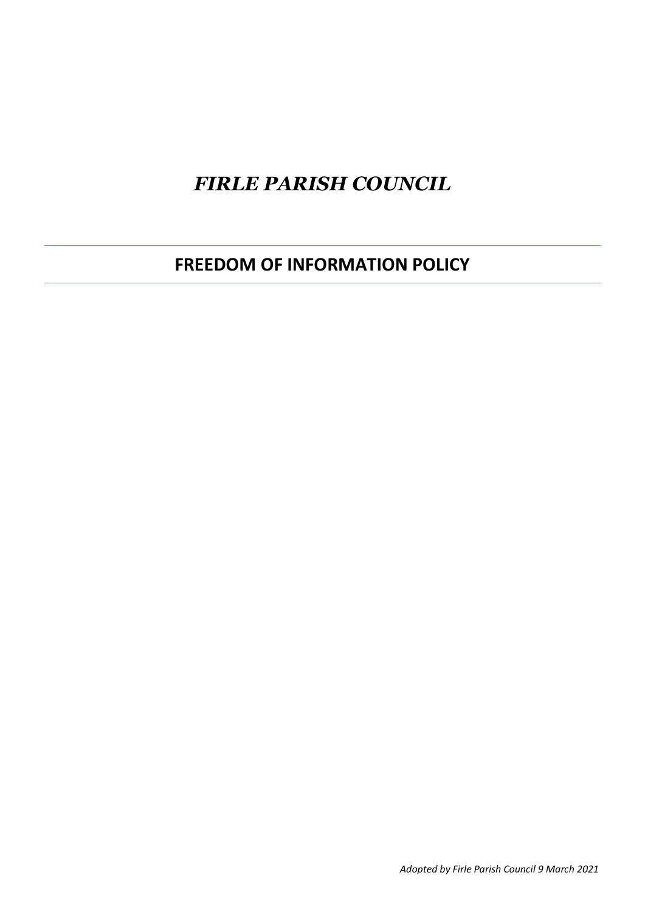# *FIRLE PARISH COUNCIL*

---

## FREEDOM OF INFORMATION POLICY

---

*Adopted by Firle Parish Council 9 March 2021*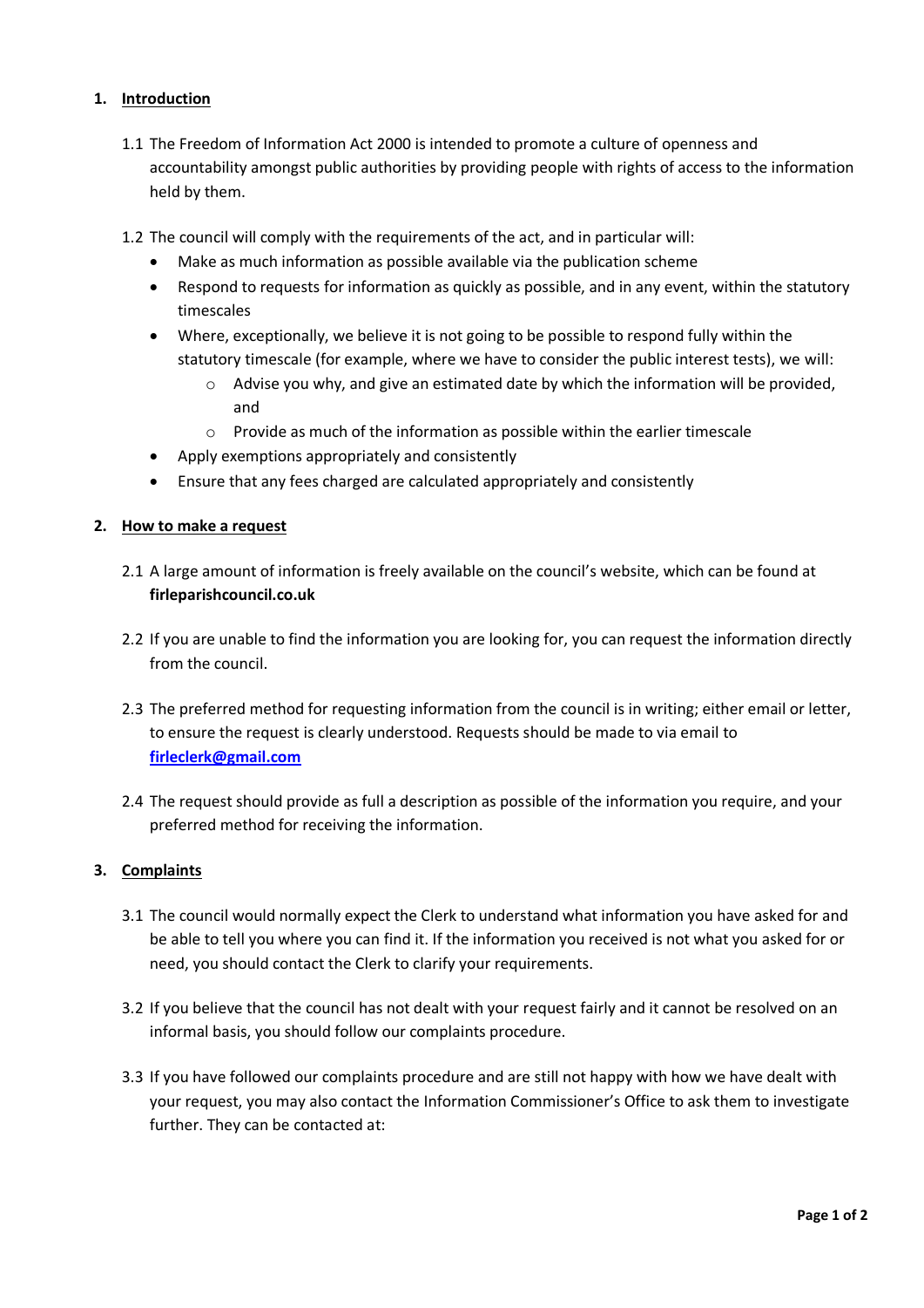## 1. Introduction

1.1 The Freedom of Information Act 2000 is intended to promote a culture of openness and accountability amongst public authorities by providing people with rights of access to the information held by them.

1.2 The council will comply with the requirements of the act, and in particular will:

- Make as much information as possible available via the publication scheme
- Respond to requests for information as quickly as possible, and in any event, within the statutory timescales
- Where, exceptionally, we believe it is not going to be possible to respond fully within the statutory timescale (for example, where we have to consider the public interest tests), we will:
    - Advise you why, and give an estimated date by which the information will be provided, and
    - Provide as much of the information as possible within the earlier timescale
- Apply exemptions appropriately and consistently
- Ensure that any fees charged are calculated appropriately and consistently

## 2. How to make a request

2.1 A large amount of information is freely available on the council's website, which can be found at **firleparishcouncil.co.uk**

2.2 If you are unable to find the information you are looking for, you can request the information directly from the council.

2.3 The preferred method for requesting information from the council is in writing; either email or letter, to ensure the request is clearly understood. Requests should be made to via email to **firleclerk@gmail.com**

2.4 The request should provide as full a description as possible of the information you require, and your preferred method for receiving the information.

## 3. Complaints

3.1 The council would normally expect the Clerk to understand what information you have asked for and be able to tell you where you can find it. If the information you received is not what you asked for or need, you should contact the Clerk to clarify your requirements.

3.2 If you believe that the council has not dealt with your request fairly and it cannot be resolved on an informal basis, you should follow our complaints procedure.

3.3 If you have followed our complaints procedure and are still not happy with how we have dealt with your request, you may also contact the Information Commissioner's Office to ask them to investigate further. They can be contacted at: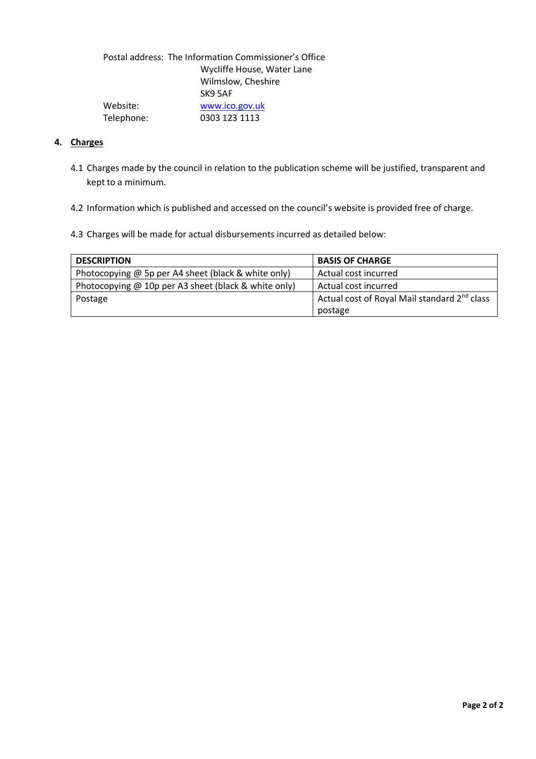Postal address: The Information Commissioner's Office
Wycliffe House, Water Lane
Wilmslow, Cheshire
SK9 5AF

Website: www.ico.gov.uk

Telephone: 0303 123 1113

## 4. Charges

4.1 Charges made by the council in relation to the publication scheme will be justified, transparent and kept to a minimum.

4.2 Information which is published and accessed on the council's website is provided free of charge.

4.3 Charges will be made for actual disbursements incurred as detailed below:

| DESCRIPTION | BASIS OF CHARGE |
|---|---|
| Photocopying @ 5p per A4 sheet (black & white only) | Actual cost incurred |
| Photocopying @ 10p per A3 sheet (black & white only) | Actual cost incurred |
| Postage | Actual cost of Royal Mail standard 2nd class postage |